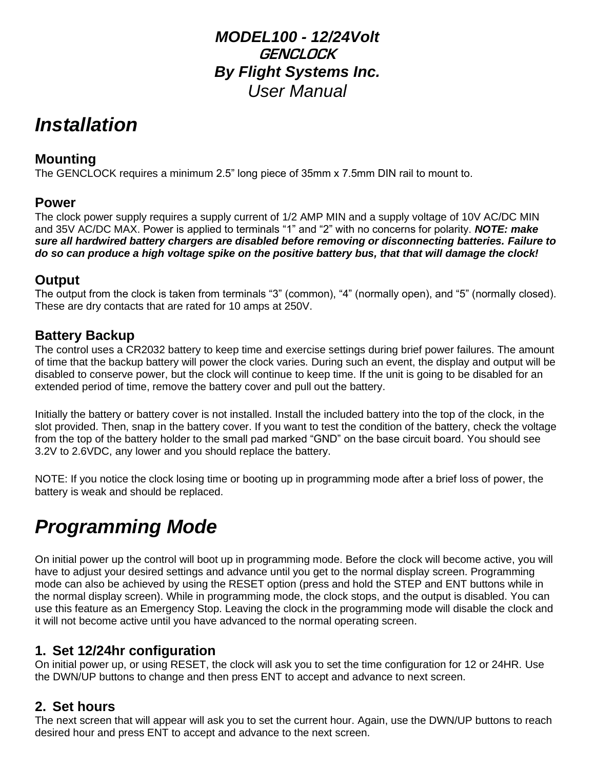***MODEL100 - 12/24Volt***
***GENCLOCK***
***By Flight Systems Inc.***
*User Manual*

# *Installation*

### Mounting

The GENCLOCK requires a minimum 2.5” long piece of 35mm x 7.5mm DIN rail to mount to.

### Power

The clock power supply requires a supply current of 1/2 AMP MIN and a supply voltage of 10V AC/DC MIN and 35V AC/DC MAX. Power is applied to terminals “1” and “2” with no concerns for polarity. ***NOTE: make sure all hardwired battery chargers are disabled before removing or disconnecting batteries. Failure to do so can produce a high voltage spike on the positive battery bus, that that will damage the clock!***

### Output

The output from the clock is taken from terminals “3” (common), “4” (normally open), and “5” (normally closed). These are dry contacts that are rated for 10 amps at 250V.

### Battery Backup

The control uses a CR2032 battery to keep time and exercise settings during brief power failures. The amount of time that the backup battery will power the clock varies. During such an event, the display and output will be disabled to conserve power, but the clock will continue to keep time. If the unit is going to be disabled for an extended period of time, remove the battery cover and pull out the battery.

Initially the battery or battery cover is not installed. Install the included battery into the top of the clock, in the slot provided. Then, snap in the battery cover. If you want to test the condition of the battery, check the voltage from the top of the battery holder to the small pad marked “GND” on the base circuit board. You should see 3.2V to 2.6VDC, any lower and you should replace the battery.

NOTE: If you notice the clock losing time or booting up in programming mode after a brief loss of power, the battery is weak and should be replaced.

# *Programming Mode*

On initial power up the control will boot up in programming mode. Before the clock will become active, you will have to adjust your desired settings and advance until you get to the normal display screen. Programming mode can also be achieved by using the RESET option (press and hold the STEP and ENT buttons while in the normal display screen). While in programming mode, the clock stops, and the output is disabled. You can use this feature as an Emergency Stop. Leaving the clock in the programming mode will disable the clock and it will not become active until you have advanced to the normal operating screen.

### 1. Set 12/24hr configuration

On initial power up, or using RESET, the clock will ask you to set the time configuration for 12 or 24HR. Use the DWN/UP buttons to change and then press ENT to accept and advance to next screen.

### 2. Set hours

The next screen that will appear will ask you to set the current hour. Again, use the DWN/UP buttons to reach desired hour and press ENT to accept and advance to the next screen.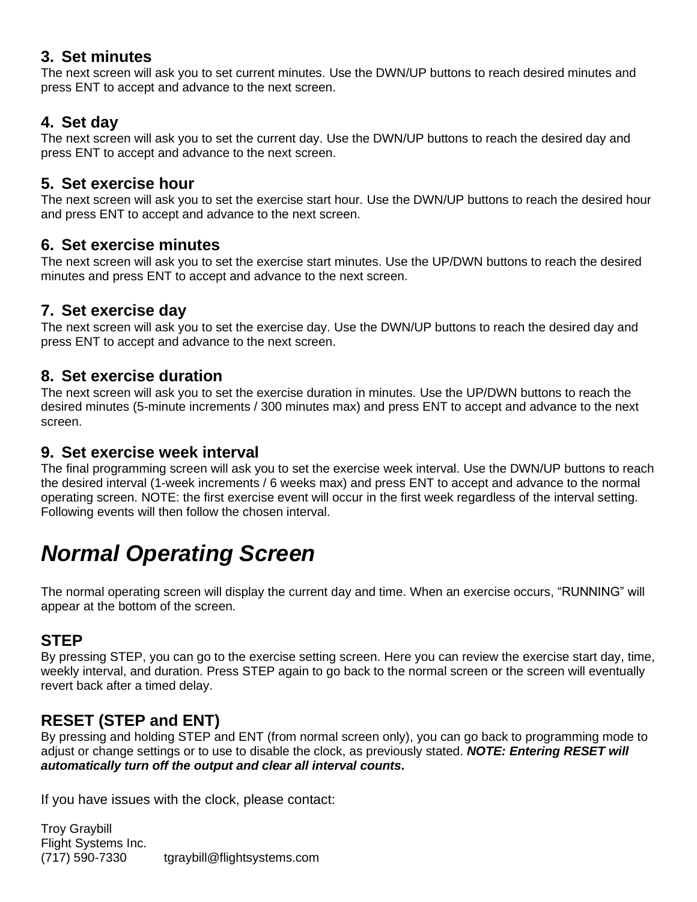### 3. Set minutes

The next screen will ask you to set current minutes. Use the DWN/UP buttons to reach desired minutes and press ENT to accept and advance to the next screen.

### 4. Set day

The next screen will ask you to set the current day. Use the DWN/UP buttons to reach the desired day and press ENT to accept and advance to the next screen.

### 5. Set exercise hour

The next screen will ask you to set the exercise start hour. Use the DWN/UP buttons to reach the desired hour and press ENT to accept and advance to the next screen.

### 6. Set exercise minutes

The next screen will ask you to set the exercise start minutes. Use the UP/DWN buttons to reach the desired minutes and press ENT to accept and advance to the next screen.

### 7. Set exercise day

The next screen will ask you to set the exercise day. Use the DWN/UP buttons to reach the desired day and press ENT to accept and advance to the next screen.

### 8. Set exercise duration

The next screen will ask you to set the exercise duration in minutes. Use the UP/DWN buttons to reach the desired minutes (5-minute increments / 300 minutes max) and press ENT to accept and advance to the next screen.

### 9. Set exercise week interval

The final programming screen will ask you to set the exercise week interval. Use the DWN/UP buttons to reach the desired interval (1-week increments / 6 weeks max) and press ENT to accept and advance to the normal operating screen. NOTE: the first exercise event will occur in the first week regardless of the interval setting. Following events will then follow the chosen interval.

## *Normal Operating Screen*

The normal operating screen will display the current day and time. When an exercise occurs, “RUNNING” will appear at the bottom of the screen.

### STEP

By pressing STEP, you can go to the exercise setting screen. Here you can review the exercise start day, time, weekly interval, and duration. Press STEP again to go back to the normal screen or the screen will eventually revert back after a timed delay.

### RESET (STEP and ENT)

By pressing and holding STEP and ENT (from normal screen only), you can go back to programming mode to adjust or change settings or to use to disable the clock, as previously stated. ***NOTE: Entering RESET will automatically turn off the output and clear all interval counts.***

If you have issues with the clock, please contact:

Troy Graybill
Flight Systems Inc.
(717) 590-7330 tgraybill@flightsystems.com